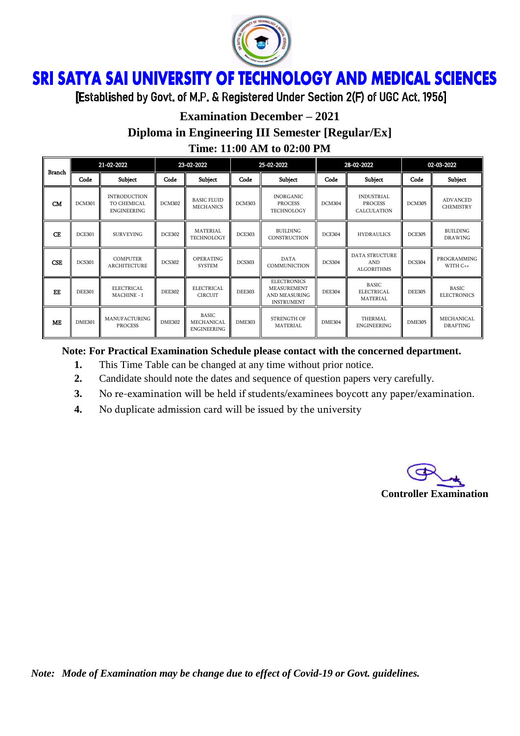# SRI SATYA SAI UNIVERSITY OF TECHNOLOGY AND MEDICAL SCIENCES

[Established by Govt. of M.P. & Registered Under Section 2(F) of UGC Act. 1956]

## Examination December – 2021

## Diploma in Engineering III Semester [Regular/Ex]

## Time: 11:00 AM to 02:00 PM

| Branch | 21-02-2022 | | 23-02-2022 | | 25-02-2022 | | 28-02-2022 | | 02-03-2022 | |
|---|---|---|---|---|---|---|---|---|---|---|
| | Code | Subject | Code | Subject | Code | Subject | Code | Subject | Code | Subject |
| CM | DCM301 | INTRODUCTION TO CHEMICAL ENGINEERING | DCM302 | BASIC FLUID MECHANICS | DCM303 | INORGANIC PROCESS TECHNOLOGY | DCM304 | INDUSTRIAL PROCESS CALCULATION | DCM305 | ADVANCED CHEMISTRY |
| CE | DCE301 | SURVEYING | DCE302 | MATERIAL TECHNOLOGY | DCE303 | BUILDING CONSTRUCTION | DCE304 | HYDRAULICS | DCE305 | BUILDING DRAWING |
| CSE | DCS301 | COMPUTER ARCHITECTURE | DCS302 | OPERATING SYSTEM | DCS303 | DATA COMMUNICATION | DCS304 | DATA STRUCTURE AND ALGORITHMS | DCS304 | PROGRAMMING WITH C++ |
| EE | DEE301 | ELECTRICAL MACHINE - I | DEE302 | ELECTRICAL CIRCUIT | DEE303 | ELECTRONICS MEASUREMENT AND MEASURING INSTRUMENT | DEE304 | BASIC ELECTRICAL MATERIAL | DEE305 | BASIC ELECTRONICS |
| ME | DME301 | MANUFACTURING PROCESS | DME302 | BASIC MECHANICAL ENGINEERING | DME303 | STRENGTH OF MATERIAL | DME304 | THERMAL ENGINEERING | DME305 | MECHANICAL DRAFTING |

**Note: For Practical Examination Schedule please contact with the concerned department.**

1. This Time Table can be changed at any time without prior notice.
2. Candidate should note the dates and sequence of question papers very carefully.
3. No re-examination will be held if students/examinees boycott any paper/examination.
4. No duplicate admission card will be issued by the university

**Controller Examination**

*Note: Mode of Examination may be change due to effect of Covid-19 or Govt. guidelines.*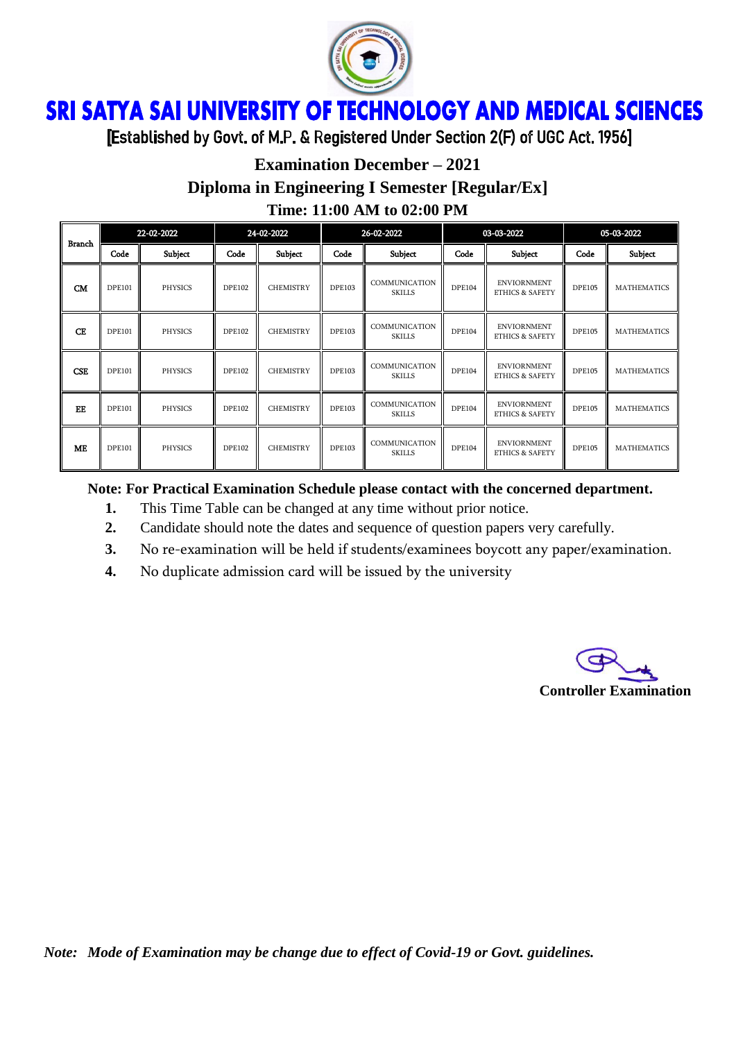# SRI SATYA SAI UNIVERSITY OF TECHNOLOGY AND MEDICAL SCIENCES

[Established by Govt. of M.P. & Registered Under Section 2(F) of UGC Act. 1956]

## Examination December – 2021

## Diploma in Engineering I Semester [Regular/Ex]

### Time: 11:00 AM to 02:00 PM

| Branch | 22-02-2022 | | 24-02-2022 | | 26-02-2022 | | 03-03-2022 | | 05-03-2022 | |
|---|---|---|---|---|---|---|---|---|---|---|
| | Code | Subject | Code | Subject | Code | Subject | Code | Subject | Code | Subject |
| CM | DPE101 | PHYSICS | DPE102 | CHEMISTRY | DPE103 | COMMUNICATION SKILLS | DPE104 | ENVIORNMENT ETHICS & SAFETY | DPE105 | MATHEMATICS |
| CE | DPE101 | PHYSICS | DPE102 | CHEMISTRY | DPE103 | COMMUNICATION SKILLS | DPE104 | ENVIORNMENT ETHICS & SAFETY | DPE105 | MATHEMATICS |
| CSE | DPE101 | PHYSICS | DPE102 | CHEMISTRY | DPE103 | COMMUNICATION SKILLS | DPE104 | ENVIORNMENT ETHICS & SAFETY | DPE105 | MATHEMATICS |
| EE | DPE101 | PHYSICS | DPE102 | CHEMISTRY | DPE103 | COMMUNICATION SKILLS | DPE104 | ENVIORNMENT ETHICS & SAFETY | DPE105 | MATHEMATICS |
| ME | DPE101 | PHYSICS | DPE102 | CHEMISTRY | DPE103 | COMMUNICATION SKILLS | DPE104 | ENVIORNMENT ETHICS & SAFETY | DPE105 | MATHEMATICS |

**Note: For Practical Examination Schedule please contact with the concerned department.**

1. This Time Table can be changed at any time without prior notice.
2. Candidate should note the dates and sequence of question papers very carefully.
3. No re-examination will be held if students/examinees boycott any paper/examination.
4. No duplicate admission card will be issued by the university

**Controller Examination**

*Note: Mode of Examination may be change due to effect of Covid-19 or Govt. guidelines.*